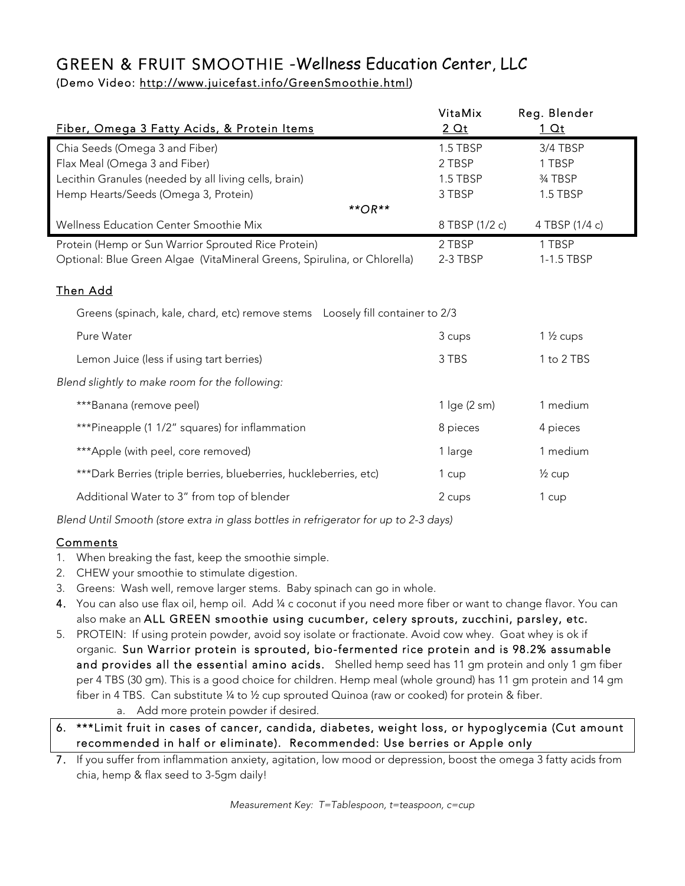# GREEN & FRUIT SMOOTHIE -Wellness Education Center, LLC

(Demo Video: http://www.juicefast.info/GreenSmoothie.html)

| Fiber, Omega 3 Fatty Acids, & Protein Items | VitaMix 2 Qt | Reg. Blender 1 Qt |
|---|---|---|
| Chia Seeds (Omega 3 and Fiber) | 1.5 TBSP | 3/4 TBSP |
| Flax Meal (Omega 3 and Fiber) | 2 TBSP | 1 TBSP |
| Lecithin Granules (needed by all living cells, brain) | 1.5 TBSP | ¾ TBSP |
| Hemp Hearts/Seeds (Omega 3, Protein) | 3 TBSP | 1.5 TBSP |
| ***\*\*OR\*\**** | | |
| Wellness Education Center Smoothie Mix | 8 TBSP (1/2 c) | 4 TBSP (1/4 c) |
| Protein (Hemp or Sun Warrior Sprouted Rice Protein) | 2 TBSP | 1 TBSP |
| Optional: Blue Green Algae (VitaMineral Greens, Spirulina, or Chlorella) | 2-3 TBSP | 1-1.5 TBSP |

## Then Add

| | | |
|---|---|---|
| Greens (spinach, kale, chard, etc) remove stems | Loosely fill container to 2/3 | |
| Pure Water | 3 cups | 1 ½ cups |
| Lemon Juice (less if using tart berries) | 3 TBS | 1 to 2 TBS |
| *Blend slightly to make room for the following:* | | |
| ***Banana (remove peel) | 1 lge (2 sm) | 1 medium |
| ***Pineapple (1 1/2" squares) for inflammation | 8 pieces | 4 pieces |
| ***Apple (with peel, core removed) | 1 large | 1 medium |
| ***Dark Berries (triple berries, blueberries, huckleberries, etc) | 1 cup | ½ cup |
| Additional Water to 3" from top of blender | 2 cups | 1 cup |

*Blend Until Smooth (store extra in glass bottles in refrigerator for up to 2-3 days)*

## Comments

1. When breaking the fast, keep the smoothie simple.
2. CHEW your smoothie to stimulate digestion.
3. Greens: Wash well, remove larger stems. Baby spinach can go in whole.
4. You can also use flax oil, hemp oil. Add ¼ c coconut if you need more fiber or want to change flavor. You can also make an ALL GREEN smoothie using cucumber, celery sprouts, zucchini, parsley, etc.
5. PROTEIN: If using protein powder, avoid soy isolate or fractionate. Avoid cow whey. Goat whey is ok if organic. **Sun Warrior protein is sprouted, bio-fermented rice protein and is 98.2% assumable and provides all the essential amino acids.** Shelled hemp seed has 11 gm protein and only 1 gm fiber per 4 TBS (30 gm). This is a good choice for children. Hemp meal (whole ground) has 11 gm protein and 14 gm fiber in 4 TBS. Can substitute ¼ to ½ cup sprouted Quinoa (raw or cooked) for protein & fiber.
   a. Add more protein powder if desired.
6. ***Limit fruit in cases of cancer, candida, diabetes, weight loss, or hypoglycemia (Cut amount recommended in half or eliminate). Recommended: Use berries or Apple only
7. If you suffer from inflammation anxiety, agitation, low mood or depression, boost the omega 3 fatty acids from chia, hemp & flax seed to 3-5gm daily!

*Measurement Key: T=Tablespoon, t=teaspoon, c=cup*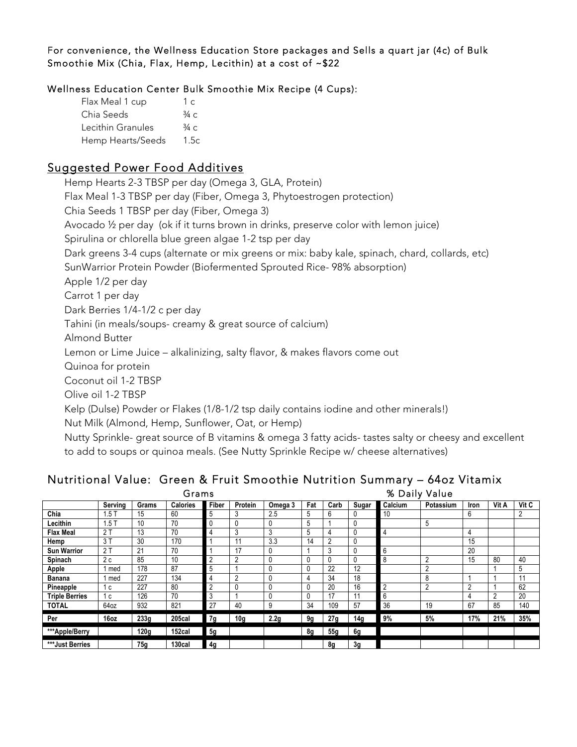For convenience, the Wellness Education Store packages and Sells a quart jar (4c) of Bulk Smoothie Mix (Chia, Flax, Hemp, Lecithin) at a cost of ~$22

Wellness Education Center Bulk Smoothie Mix Recipe (4 Cups):

| | |
|---|---|
| Flax Meal 1 cup | 1 c |
| Chia Seeds | ¾ c |
| Lecithin Granules | ¾ c |
| Hemp Hearts/Seeds | 1.5c |

## Suggested Power Food Additives

Hemp Hearts 2-3 TBSP per day (Omega 3, GLA, Protein)
Flax Meal 1-3 TBSP per day (Fiber, Omega 3, Phytoestrogen protection)
Chia Seeds 1 TBSP per day (Fiber, Omega 3)
Avocado ½ per day (ok if it turns brown in drinks, preserve color with lemon juice)
Spirulina or chlorella blue green algae 1-2 tsp per day
Dark greens 3-4 cups (alternate or mix greens or mix: baby kale, spinach, chard, collards, etc)
SunWarrior Protein Powder (Biofermented Sprouted Rice- 98% absorption)
Apple 1/2 per day
Carrot 1 per day
Dark Berries 1/4-1/2 c per day
Tahini (in meals/soups- creamy & great source of calcium)
Almond Butter
Lemon or Lime Juice – alkalinizing, salty flavor, & makes flavors come out
Quinoa for protein
Coconut oil 1-2 TBSP
Olive oil 1-2 TBSP
Kelp (Dulse) Powder or Flakes (1/8-1/2 tsp daily contains iodine and other minerals!)
Nut Milk (Almond, Hemp, Sunflower, Oat, or Hemp)
Nutty Sprinkle- great source of B vitamins & omega 3 fatty acids- tastes salty or cheesy and excellent to add to soups or quinoa meals. (See Nutty Sprinkle Recipe w/ cheese alternatives)

## Nutritional Value: Green & Fruit Smoothie Nutrition Summary – 64oz Vitamix

| | | | Grams | | | | | | | % Daily Value | | | | |
|---|---|---|---|---|---|---|---|---|---|---|---|---|---|---|
| | **Serving** | **Grams** | **Calories** | **Fiber** | **Protein** | **Omega 3** | **Fat** | **Carb** | **Sugar** | **Calcium** | **Potassium** | **Iron** | **Vit A** | **Vit C** |
| **Chia** | 1.5 T | 15 | 60 | 5 | 3 | 2.5 | 5 | 6 | 0 | 10 | | 6 | | 2 |
| **Lecithin** | 1.5 T | 10 | 70 | 0 | 0 | 0 | 5 | 1 | 0 | | 5 | | | |
| **Flax Meal** | 2 T | 13 | 70 | 4 | 3 | 3 | 5 | 4 | 0 | 4 | | 4 | | |
| **Hemp** | 3 T | 30 | 170 | 1 | 11 | 3.3 | 14 | 2 | 0 | | | 15 | | |
| **Sun Warrior** | 2 T | 21 | 70 | 1 | 17 | 0 | 1 | 3 | 0 | 6 | | 20 | | |
| **Spinach** | 2 c | 85 | 10 | 2 | 2 | 0 | 0 | 0 | 0 | 8 | 2 | 15 | 80 | 40 |
| **Apple** | 1 med | 178 | 87 | 5 | 1 | 0 | 0 | 22 | 12 | | 2 | | 1 | 5 |
| **Banana** | 1 med | 227 | 134 | 4 | 2 | 0 | 4 | 34 | 18 | | 8 | 1 | 1 | 11 |
| **Pineapple** | 1 c | 227 | 80 | 2 | 0 | 0 | 0 | 20 | 16 | 2 | 2 | 2 | 1 | 62 |
| **Triple Berries** | 1 c | 126 | 70 | 3 | 1 | 0 | 0 | 17 | 11 | 6 | | 4 | 2 | 20 |
| **TOTAL** | 64oz | 932 | 821 | 27 | 40 | 9 | 34 | 109 | 57 | 36 | 19 | 67 | 85 | 140 |
| **Per** | **16oz** | **233g** | **205cal** | **7g** | **10g** | **2.2g** | **9g** | **27g** | **14g** | **9%** | **5%** | **17%** | **21%** | **35%** |
| **\*\*\*Apple/Berry** | | **120g** | **152cal** | **5g** | | | **8g** | **55g** | **6g** | | | | | |
| **\*\*\*Just Berries** | | **75g** | **130cal** | **4g** | | | | **8g** | **3g** | | | | | |